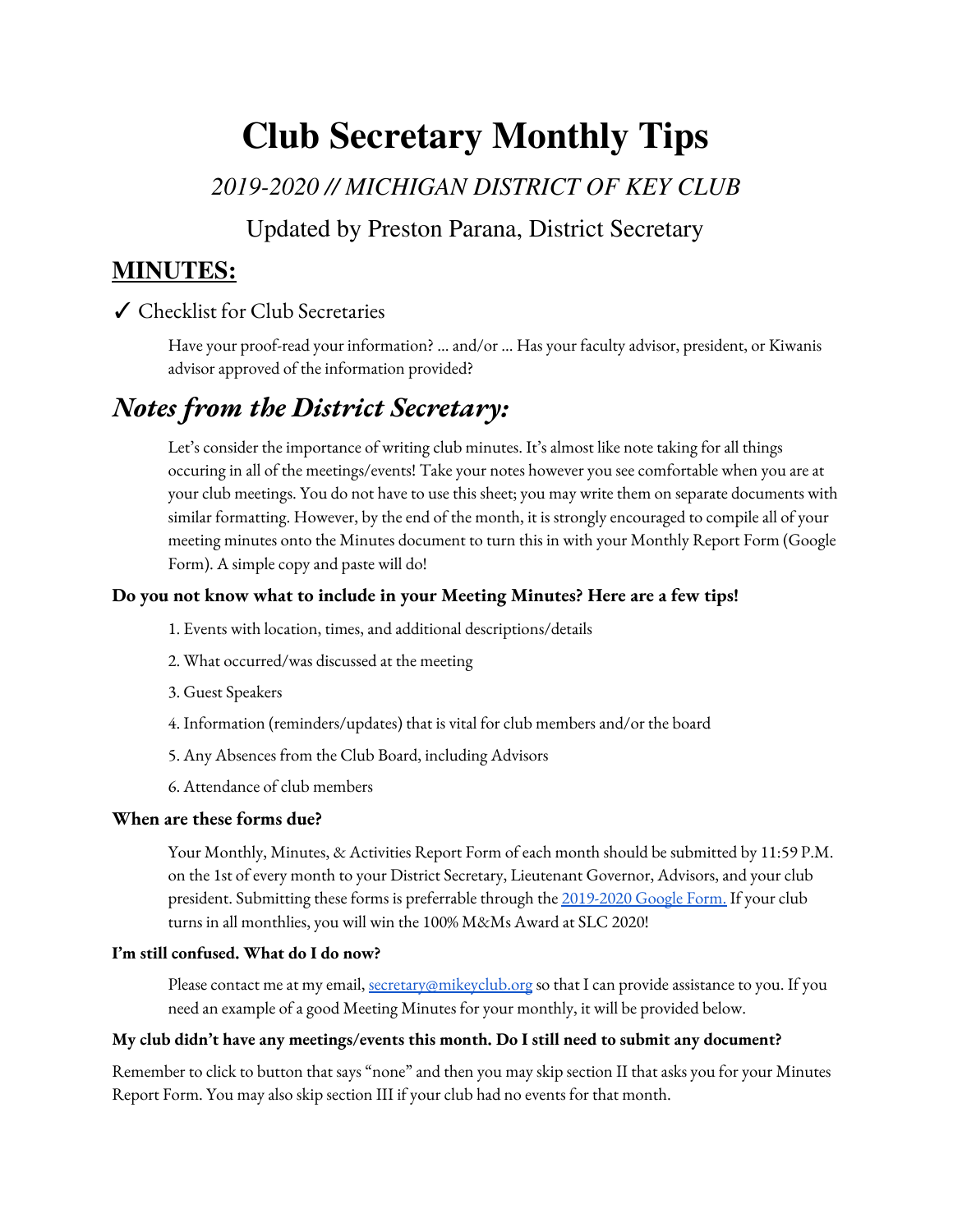# Club Secretary Monthly Tips

*2019-2020 // MICHIGAN DISTRICT OF KEY CLUB*

Updated by Preston Parana, District Secretary

## MINUTES:

✓ Checklist for Club Secretaries

Have your proof-read your information? ... and/or ... Has your faculty advisor, president, or Kiwanis advisor approved of the information provided?

## *Notes from the District Secretary:*

Let's consider the importance of writing club minutes. It's almost like note taking for all things occuring in all of the meetings/events! Take your notes however you see comfortable when you are at your club meetings. You do not have to use this sheet; you may write them on separate documents with similar formatting. However, by the end of the month, it is strongly encouraged to compile all of your meeting minutes onto the Minutes document to turn this in with your Monthly Report Form (Google Form). A simple copy and paste will do!

### Do you not know what to include in your Meeting Minutes? Here are a few tips!

1. Events with location, times, and additional descriptions/details
2. What occurred/was discussed at the meeting
3. Guest Speakers
4. Information (reminders/updates) that is vital for club members and/or the board
5. Any Absences from the Club Board, including Advisors
6. Attendance of club members

### When are these forms due?

Your Monthly, Minutes, & Activities Report Form of each month should be submitted by 11:59 P.M. on the 1st of every month to your District Secretary, Lieutenant Governor, Advisors, and your club president. Submitting these forms is preferrable through the 2019-2020 Google Form. If your club turns in all monthlies, you will win the 100% M&Ms Award at SLC 2020!

### I'm still confused. What do I do now?

Please contact me at my email, secretary@mikeyclub.org so that I can provide assistance to you. If you need an example of a good Meeting Minutes for your monthly, it will be provided below.

### My club didn't have any meetings/events this month. Do I still need to submit any document?

Remember to click to button that says "none" and then you may skip section II that asks you for your Minutes Report Form. You may also skip section III if your club had no events for that month.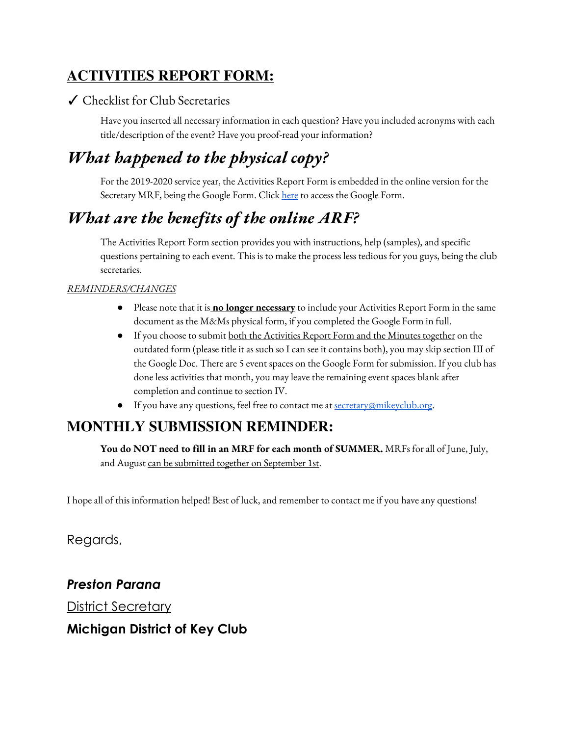## **ACTIVITIES REPORT FORM:**

✓ Checklist for Club Secretaries

Have you inserted all necessary information in each question? Have you included acronyms with each title/description of the event? Have you proof-read your information?

## ***What happened to the physical copy?***

For the 2019-2020 service year, the Activities Report Form is embedded in the online version for the Secretary MRF, being the Google Form. Click [here]() to access the Google Form.

## ***What are the benefits of the online ARF?***

The Activities Report Form section provides you with instructions, help (samples), and specific questions pertaining to each event. This is to make the process less tedious for you guys, being the club secretaries.

*REMINDERS/CHANGES*

- Please note that it is **no longer necessary** to include your Activities Report Form in the same document as the M&Ms physical form, if you completed the Google Form in full.
- If you choose to submit both the Activities Report Form and the Minutes together on the outdated form (please title it as such so I can see it contains both), you may skip section III of the Google Doc. There are 5 event spaces on the Google Form for submission. If you club has done less activities that month, you may leave the remaining event spaces blank after completion and continue to section IV.
- If you have any questions, feel free to contact me at [secretary@mikeyclub.org](mailto:secretary@mikeyclub.org).

## **MONTHLY SUBMISSION REMINDER:**

**You do NOT need to fill in an MRF for each month of SUMMER.** MRFs for all of June, July, and August can be submitted together on September 1st.

I hope all of this information helped! Best of luck, and remember to contact me if you have any questions!

Regards,

***Preston Parana***

District Secretary

**Michigan District of Key Club**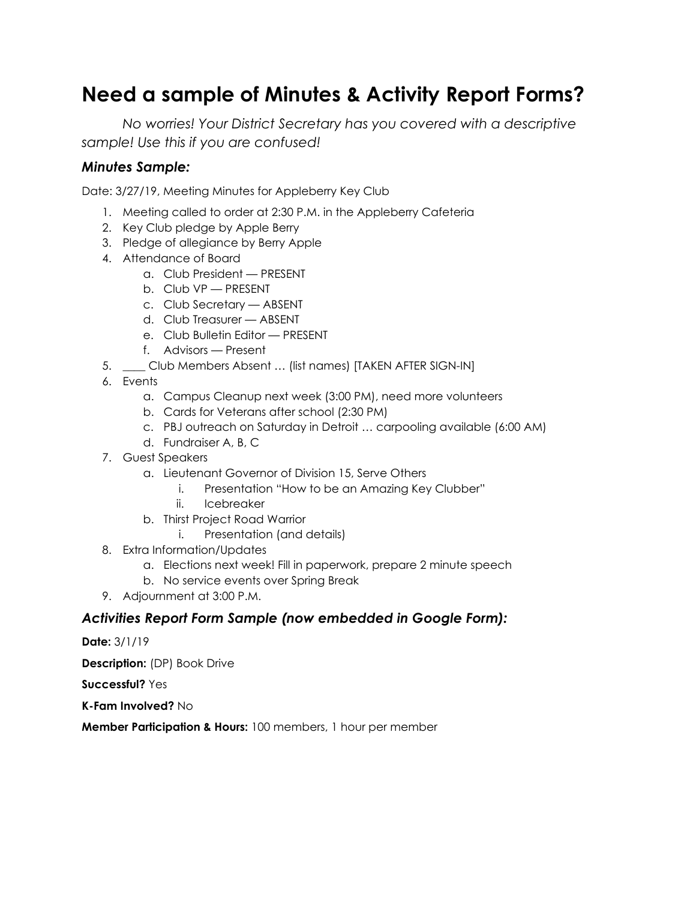# Need a sample of Minutes & Activity Report Forms?

*No worries! Your District Secretary has you covered with a descriptive sample! Use this if you are confused!*

### *Minutes Sample:*

Date: 3/27/19, Meeting Minutes for Appleberry Key Club

1. Meeting called to order at 2:30 P.M. in the Appleberry Cafeteria
2. Key Club pledge by Apple Berry
3. Pledge of allegiance by Berry Apple
4. Attendance of Board
    a. Club President — PRESENT
    b. Club VP — PRESENT
    c. Club Secretary — ABSENT
    d. Club Treasurer — ABSENT
    e. Club Bulletin Editor — PRESENT
    f. Advisors — Present
5. ____ Club Members Absent … (list names) [TAKEN AFTER SIGN-IN]
6. Events
    a. Campus Cleanup next week (3:00 PM), need more volunteers
    b. Cards for Veterans after school (2:30 PM)
    c. PBJ outreach on Saturday in Detroit … carpooling available (6:00 AM)
    d. Fundraiser A, B, C
7. Guest Speakers
    a. Lieutenant Governor of Division 15, Serve Others
        i. Presentation "How to be an Amazing Key Clubber"
        ii. Icebreaker
    b. Thirst Project Road Warrior
        i. Presentation (and details)
8. Extra Information/Updates
    a. Elections next week! Fill in paperwork, prepare 2 minute speech
    b. No service events over Spring Break
9. Adjournment at 3:00 P.M.

### *Activities Report Form Sample (now embedded in Google Form):*

**Date:** 3/1/19

**Description:** (DP) Book Drive

**Successful?** Yes

**K-Fam Involved?** No

**Member Participation & Hours:** 100 members, 1 hour per member